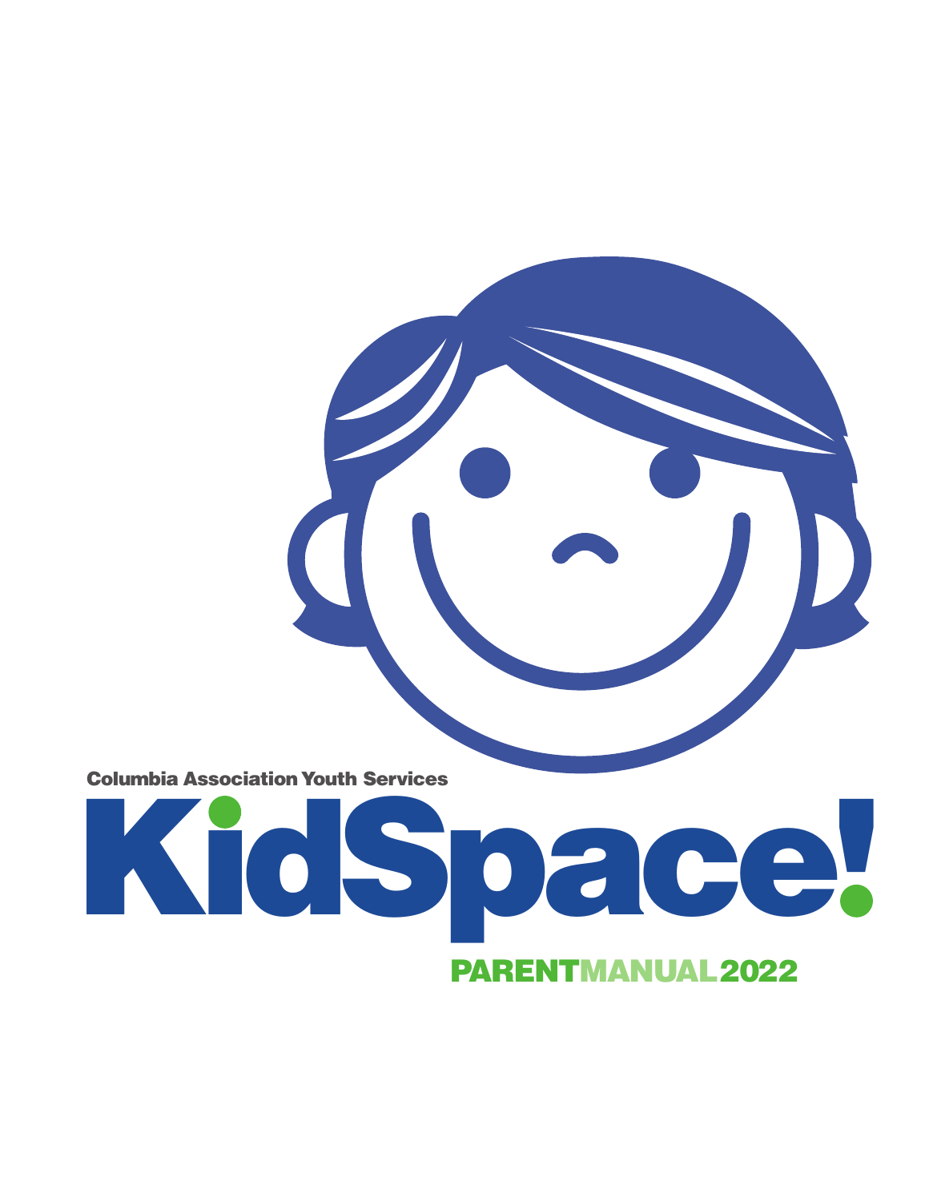Columbia Association Youth Services

# KidSpace!

## PARENT MANUAL 2022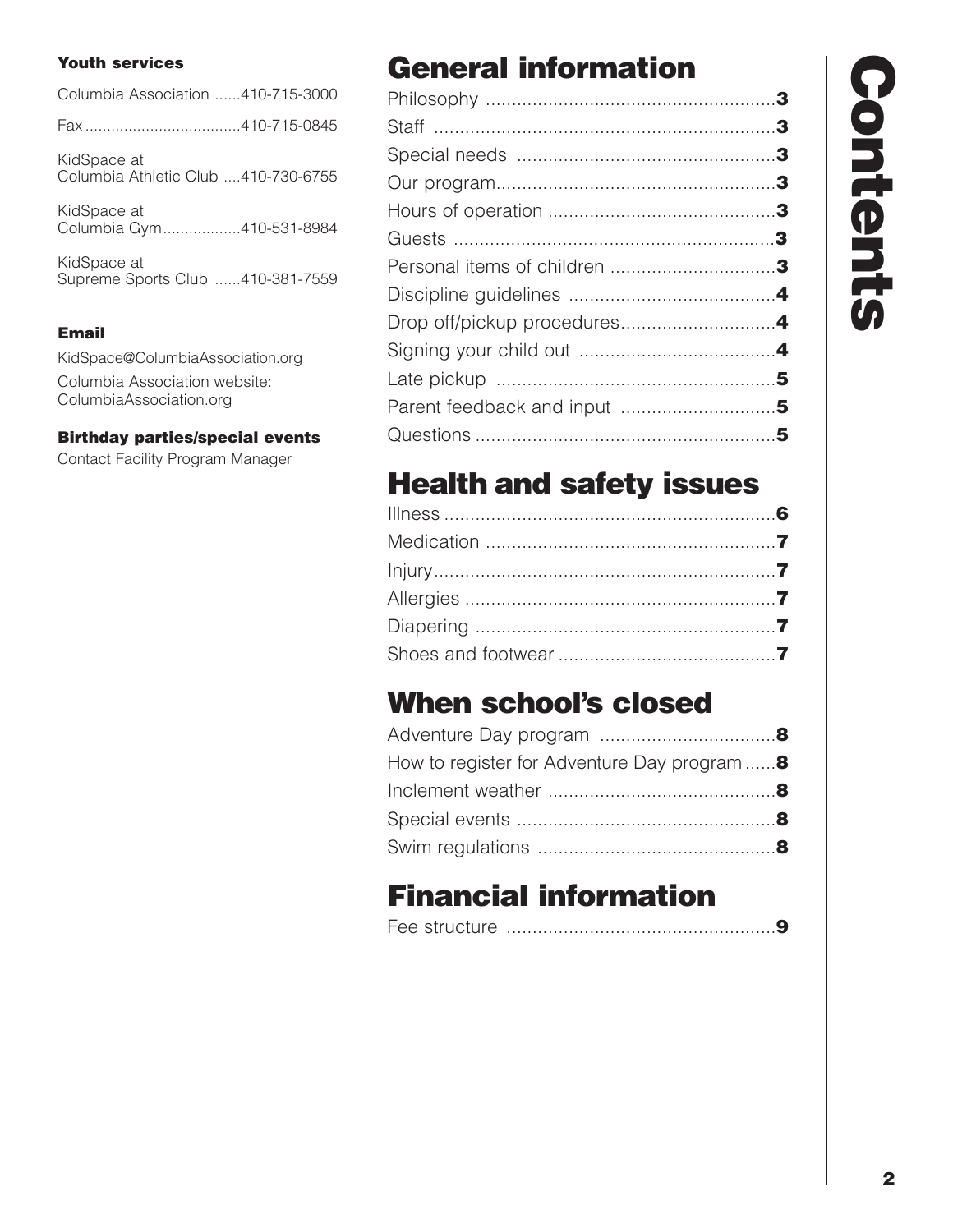# Contents

**Youth services**

Columbia Association ......410-715-3000

Fax ....................................410-715-0845

KidSpace at
Columbia Athletic Club ....410-730-6755

KidSpace at
Columbia Gym..................410-531-8984

KidSpace at
Supreme Sports Club ......410-381-7559

**Email**

KidSpace@ColumbiaAssociation.org

Columbia Association website:
ColumbiaAssociation.org

**Birthday parties/special events**

Contact Facility Program Manager

## General information

Philosophy ........................................................**3**
Staff ..................................................................**3**
Special needs ..................................................**3**
Our program......................................................**3**
Hours of operation ............................................**3**
Guests ..............................................................**3**
Personal items of children ................................**3**
Discipline guidelines ........................................**4**
Drop off/pickup procedures..............................**4**
Signing your child out ......................................**4**
Late pickup ......................................................**5**
Parent feedback and input ..............................**5**
Questions ..........................................................**5**

## Health and safety issues

Illness ................................................................**6**
Medication ........................................................**7**
Injury..................................................................**7**
Allergies ............................................................**7**
Diapering ..........................................................**7**
Shoes and footwear ..........................................**7**

## When school's closed

Adventure Day program ..................................**8**
How to register for Adventure Day program ......**8**
Inclement weather ............................................**8**
Special events ..................................................**8**
Swim regulations ..............................................**8**

## Financial information

Fee structure ....................................................**9**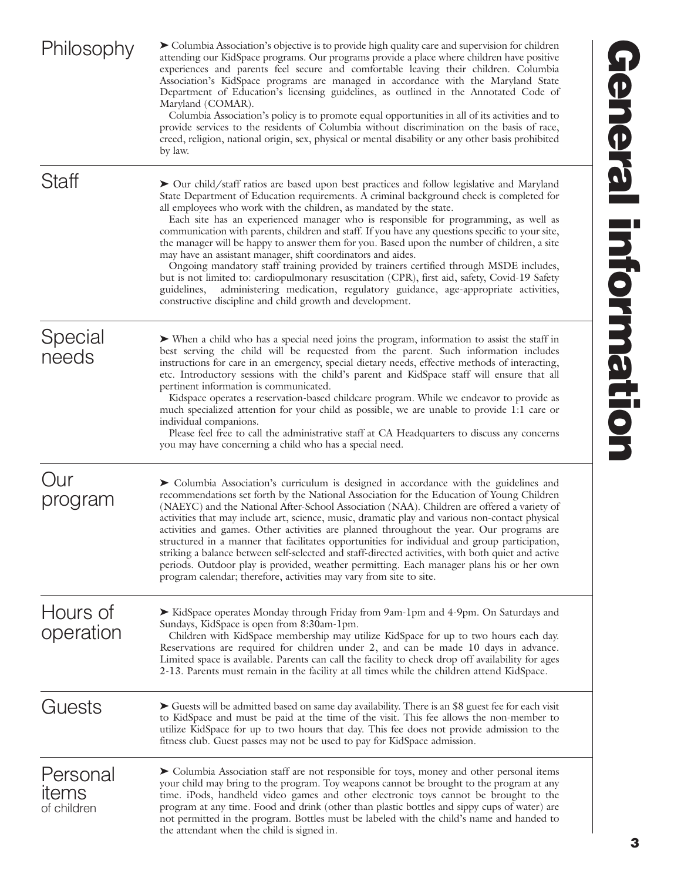# General information

## Philosophy

➤ Columbia Association's objective is to provide high quality care and supervision for children attending our KidSpace programs. Our programs provide a place where children have positive experiences and parents feel secure and comfortable leaving their children. Columbia Association's KidSpace programs are managed in accordance with the Maryland State Department of Education's licensing guidelines, as outlined in the Annotated Code of Maryland (COMAR).

Columbia Association's policy is to promote equal opportunities in all of its activities and to provide services to the residents of Columbia without discrimination on the basis of race, creed, religion, national origin, sex, physical or mental disability or any other basis prohibited by law.

## Staff

➤ Our child/staff ratios are based upon best practices and follow legislative and Maryland State Department of Education requirements. A criminal background check is completed for all employees who work with the children, as mandated by the state.

Each site has an experienced manager who is responsible for programming, as well as communication with parents, children and staff. If you have any questions specific to your site, the manager will be happy to answer them for you. Based upon the number of children, a site may have an assistant manager, shift coordinators and aides.

Ongoing mandatory staff training provided by trainers certified through MSDE includes, but is not limited to: cardiopulmonary resuscitation (CPR), first aid, safety, Covid-19 Safety guidelines, administering medication, regulatory guidance, age-appropriate activities, constructive discipline and child growth and development.

## Special needs

➤ When a child who has a special need joins the program, information to assist the staff in best serving the child will be requested from the parent. Such information includes instructions for care in an emergency, special dietary needs, effective methods of interacting, etc. Introductory sessions with the child's parent and KidSpace staff will ensure that all pertinent information is communicated.

Kidspace operates a reservation-based childcare program. While we endeavor to provide as much specialized attention for your child as possible, we are unable to provide 1:1 care or individual companions.

Please feel free to call the administrative staff at CA Headquarters to discuss any concerns you may have concerning a child who has a special need.

## Our program

➤ Columbia Association's curriculum is designed in accordance with the guidelines and recommendations set forth by the National Association for the Education of Young Children (NAEYC) and the National After-School Association (NAA). Children are offered a variety of activities that may include art, science, music, dramatic play and various non-contact physical activities and games. Other activities are planned throughout the year. Our programs are structured in a manner that facilitates opportunities for individual and group participation, striking a balance between self-selected and staff-directed activities, with both quiet and active periods. Outdoor play is provided, weather permitting. Each manager plans his or her own program calendar; therefore, activities may vary from site to site.

## Hours of operation

➤ KidSpace operates Monday through Friday from 9am-1pm and 4-9pm. On Saturdays and Sundays, KidSpace is open from 8:30am-1pm.

Children with KidSpace membership may utilize KidSpace for up to two hours each day. Reservations are required for children under 2, and can be made 10 days in advance. Limited space is available. Parents can call the facility to check drop off availability for ages 2-13. Parents must remain in the facility at all times while the children attend KidSpace.

## Guests

➤ Guests will be admitted based on same day availability. There is an $8 guest fee for each visit to KidSpace and must be paid at the time of the visit. This fee allows the non-member to utilize KidSpace for up to two hours that day. This fee does not provide admission to the fitness club. Guest passes may not be used to pay for KidSpace admission.

## Personal items of children

➤ Columbia Association staff are not responsible for toys, money and other personal items your child may bring to the program. Toy weapons cannot be brought to the program at any time. iPods, handheld video games and other electronic toys cannot be brought to the program at any time. Food and drink (other than plastic bottles and sippy cups of water) are not permitted in the program. Bottles must be labeled with the child's name and handed to the attendant when the child is signed in.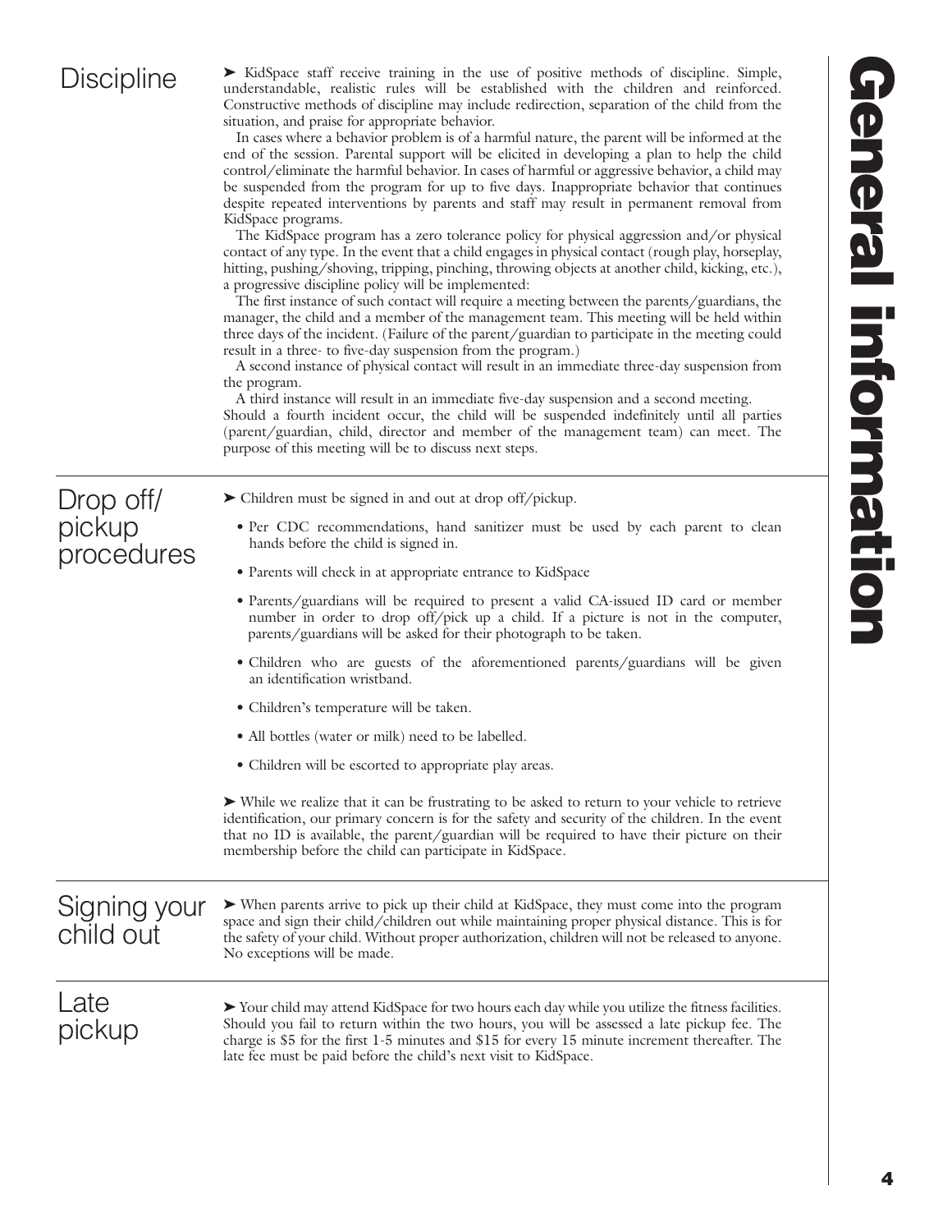## Discipline

➤ KidSpace staff receive training in the use of positive methods of discipline. Simple, understandable, realistic rules will be established with the children and reinforced. Constructive methods of discipline may include redirection, separation of the child from the situation, and praise for appropriate behavior.

In cases where a behavior problem is of a harmful nature, the parent will be informed at the end of the session. Parental support will be elicited in developing a plan to help the child control/eliminate the harmful behavior. In cases of harmful or aggressive behavior, a child may be suspended from the program for up to five days. Inappropriate behavior that continues despite repeated interventions by parents and staff may result in permanent removal from KidSpace programs.

The KidSpace program has a zero tolerance policy for physical aggression and/or physical contact of any type. In the event that a child engages in physical contact (rough play, horseplay, hitting, pushing/shoving, tripping, pinching, throwing objects at another child, kicking, etc.), a progressive discipline policy will be implemented:

The first instance of such contact will require a meeting between the parents/guardians, the manager, the child and a member of the management team. This meeting will be held within three days of the incident. (Failure of the parent/guardian to participate in the meeting could result in a three- to five-day suspension from the program.)

A second instance of physical contact will result in an immediate three-day suspension from the program.

A third instance will result in an immediate five-day suspension and a second meeting.

Should a fourth incident occur, the child will be suspended indefinitely until all parties (parent/guardian, child, director and member of the management team) can meet. The purpose of this meeting will be to discuss next steps.

## Drop off/pickup procedures

➤ Children must be signed in and out at drop off/pickup.

- Per CDC recommendations, hand sanitizer must be used by each parent to clean hands before the child is signed in.
- Parents will check in at appropriate entrance to KidSpace
- Parents/guardians will be required to present a valid CA-issued ID card or member number in order to drop off/pick up a child. If a picture is not in the computer, parents/guardians will be asked for their photograph to be taken.
- Children who are guests of the aforementioned parents/guardians will be given an identification wristband.
- Children's temperature will be taken.
- All bottles (water or milk) need to be labelled.
- Children will be escorted to appropriate play areas.

➤ While we realize that it can be frustrating to be asked to return to your vehicle to retrieve identification, our primary concern is for the safety and security of the children. In the event that no ID is available, the parent/guardian will be required to have their picture on their membership before the child can participate in KidSpace.

## Signing your child out

➤ When parents arrive to pick up their child at KidSpace, they must come into the program space and sign their child/children out while maintaining proper physical distance. This is for the safety of your child. Without proper authorization, children will not be released to anyone. No exceptions will be made.

## Late pickup

➤ Your child may attend KidSpace for two hours each day while you utilize the fitness facilities. Should you fail to return within the two hours, you will be assessed a late pickup fee. The charge is $5 for the first 1-5 minutes and $15 for every 15 minute increment thereafter. The late fee must be paid before the child's next visit to KidSpace.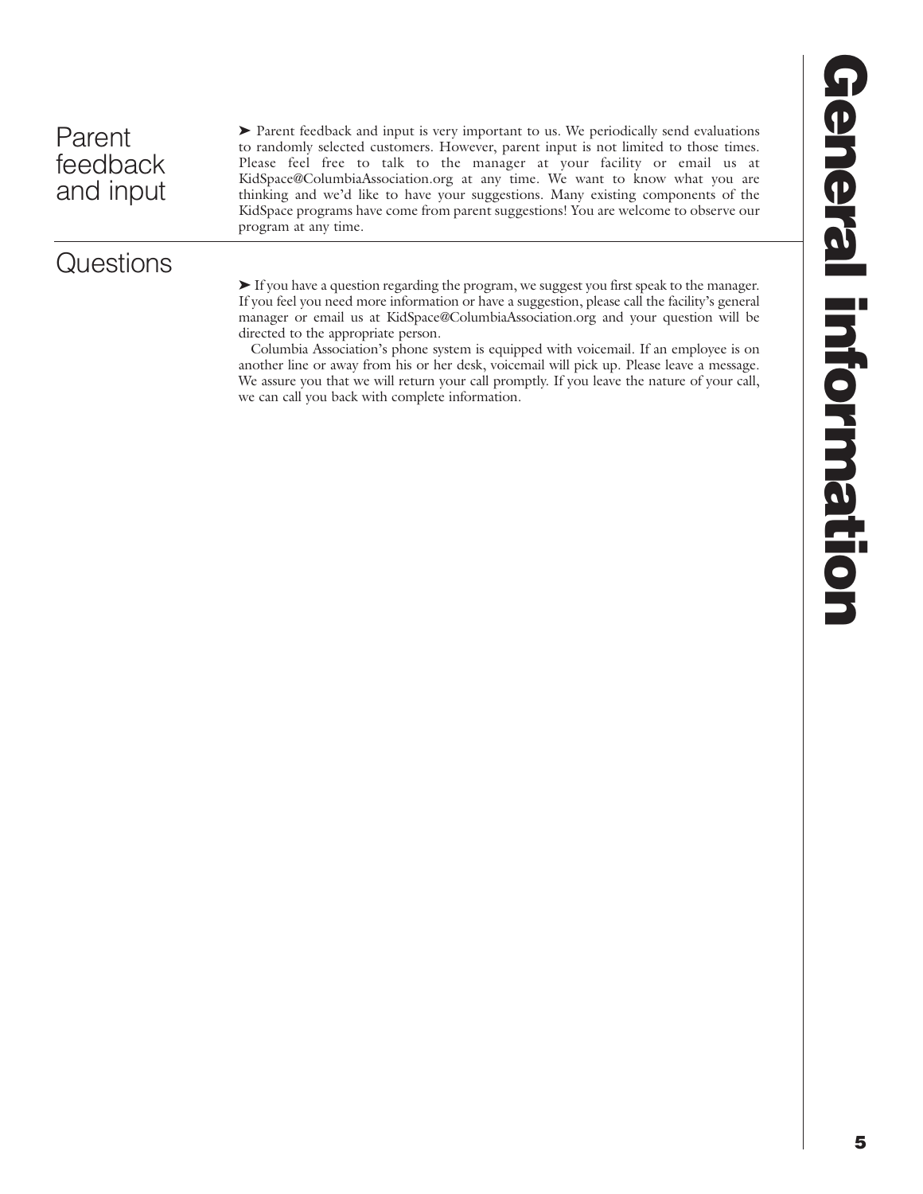## Parent feedback and input

➤ Parent feedback and input is very important to us. We periodically send evaluations to randomly selected customers. However, parent input is not limited to those times. Please feel free to talk to the manager at your facility or email us at KidSpace@ColumbiaAssociation.org at any time. We want to know what you are thinking and we'd like to have your suggestions. Many existing components of the KidSpace programs have come from parent suggestions! You are welcome to observe our program at any time.

## Questions

➤ If you have a question regarding the program, we suggest you first speak to the manager. If you feel you need more information or have a suggestion, please call the facility's general manager or email us at KidSpace@ColumbiaAssociation.org and your question will be directed to the appropriate person.

Columbia Association's phone system is equipped with voicemail. If an employee is on another line or away from his or her desk, voicemail will pick up. Please leave a message. We assure you that we will return your call promptly. If you leave the nature of your call, we can call you back with complete information.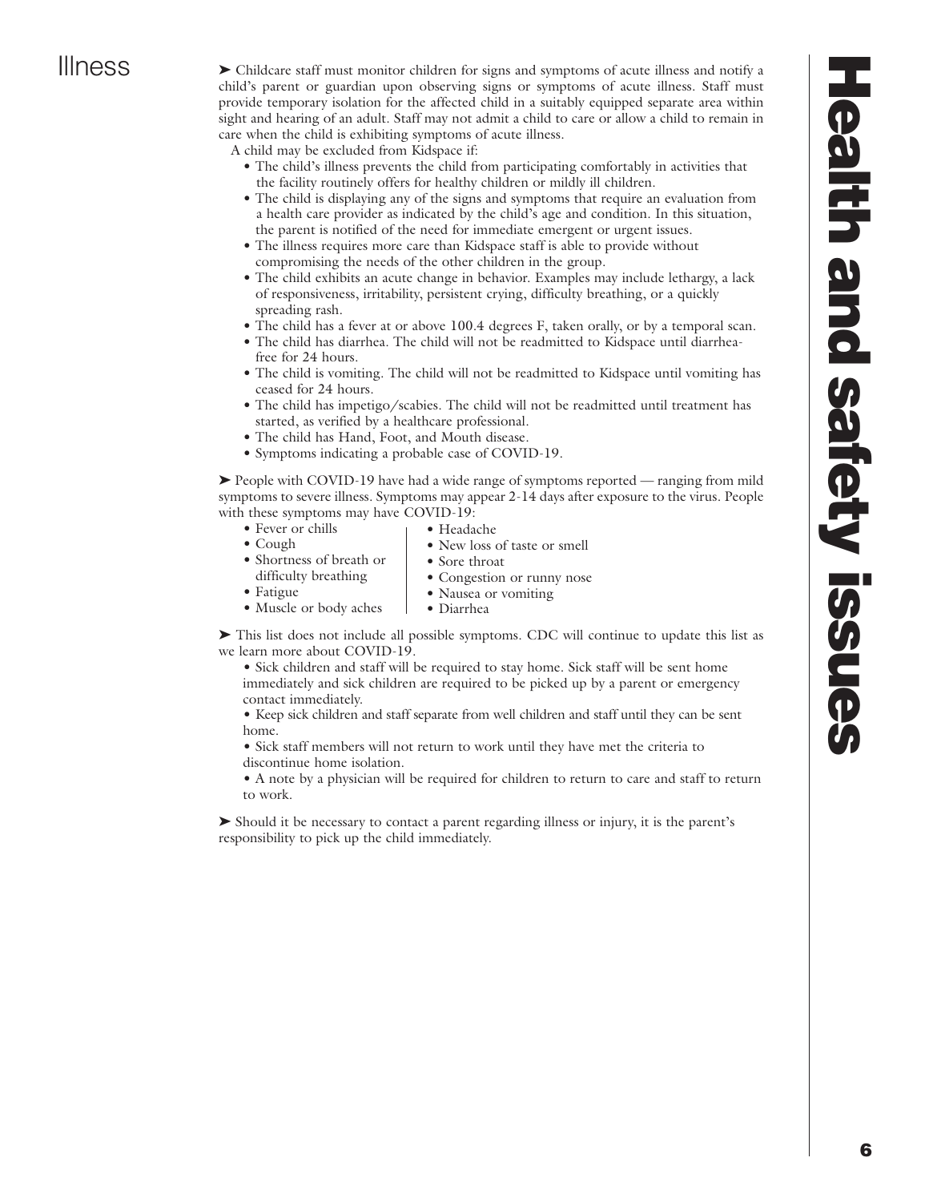## Illness

➤ Childcare staff must monitor children for signs and symptoms of acute illness and notify a child's parent or guardian upon observing signs or symptoms of acute illness. Staff must provide temporary isolation for the affected child in a suitably equipped separate area within sight and hearing of an adult. Staff may not admit a child to care or allow a child to remain in care when the child is exhibiting symptoms of acute illness.

A child may be excluded from Kidspace if:

- The child's illness prevents the child from participating comfortably in activities that the facility routinely offers for healthy children or mildly ill children.
- The child is displaying any of the signs and symptoms that require an evaluation from a health care provider as indicated by the child's age and condition. In this situation, the parent is notified of the need for immediate emergent or urgent issues.
- The illness requires more care than Kidspace staff is able to provide without compromising the needs of the other children in the group.
- The child exhibits an acute change in behavior. Examples may include lethargy, a lack of responsiveness, irritability, persistent crying, difficulty breathing, or a quickly spreading rash.
- The child has a fever at or above 100.4 degrees F, taken orally, or by a temporal scan.
- The child has diarrhea. The child will not be readmitted to Kidspace until diarrhea-free for 24 hours.
- The child is vomiting. The child will not be readmitted to Kidspace until vomiting has ceased for 24 hours.
- The child has impetigo/scabies. The child will not be readmitted until treatment has started, as verified by a healthcare professional.
- The child has Hand, Foot, and Mouth disease.
- Symptoms indicating a probable case of COVID-19.

➤ People with COVID-19 have had a wide range of symptoms reported — ranging from mild symptoms to severe illness. Symptoms may appear 2-14 days after exposure to the virus. People with these symptoms may have COVID-19:

- Fever or chills
- Cough
- Shortness of breath or difficulty breathing
- Fatigue
- Muscle or body aches
- Headache
- New loss of taste or smell
- Sore throat
- Congestion or runny nose
- Nausea or vomiting
- Diarrhea

➤ This list does not include all possible symptoms. CDC will continue to update this list as we learn more about COVID-19.

- Sick children and staff will be required to stay home. Sick staff will be sent home immediately and sick children are required to be picked up by a parent or emergency contact immediately.
- Keep sick children and staff separate from well children and staff until they can be sent home.
- Sick staff members will not return to work until they have met the criteria to discontinue home isolation.
- A note by a physician will be required for children to return to care and staff to return to work.

➤ Should it be necessary to contact a parent regarding illness or injury, it is the parent's responsibility to pick up the child immediately.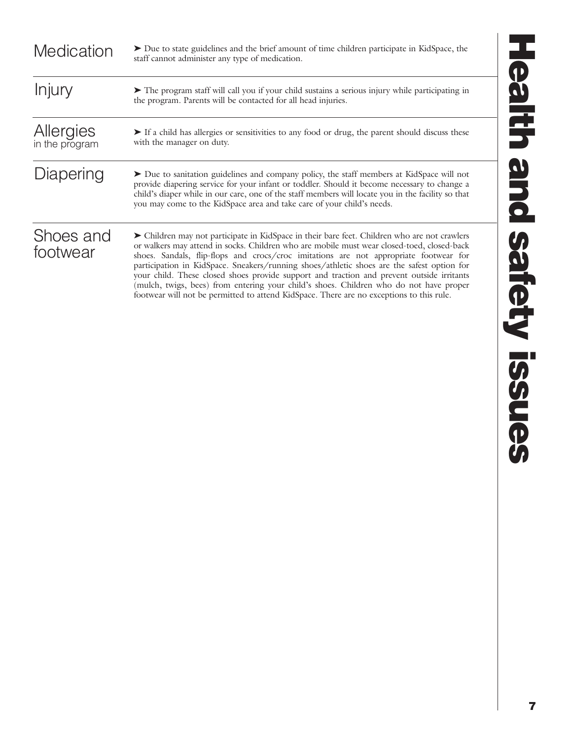# Health and safety issues

## Medication

➤ Due to state guidelines and the brief amount of time children participate in KidSpace, the staff cannot administer any type of medication.

## Injury

➤ The program staff will call you if your child sustains a serious injury while participating in the program. Parents will be contacted for all head injuries.

## Allergies in the program

➤ If a child has allergies or sensitivities to any food or drug, the parent should discuss these with the manager on duty.

## Diapering

➤ Due to sanitation guidelines and company policy, the staff members at KidSpace will not provide diapering service for your infant or toddler. Should it become necessary to change a child's diaper while in our care, one of the staff members will locate you in the facility so that you may come to the KidSpace area and take care of your child's needs.

## Shoes and footwear

➤ Children may not participate in KidSpace in their bare feet. Children who are not crawlers or walkers may attend in socks. Children who are mobile must wear closed-toed, closed-back shoes. Sandals, flip-flops and crocs/croc imitations are not appropriate footwear for participation in KidSpace. Sneakers/running shoes/athletic shoes are the safest option for your child. These closed shoes provide support and traction and prevent outside irritants (mulch, twigs, bees) from entering your child's shoes. Children who do not have proper footwear will not be permitted to attend KidSpace. There are no exceptions to this rule.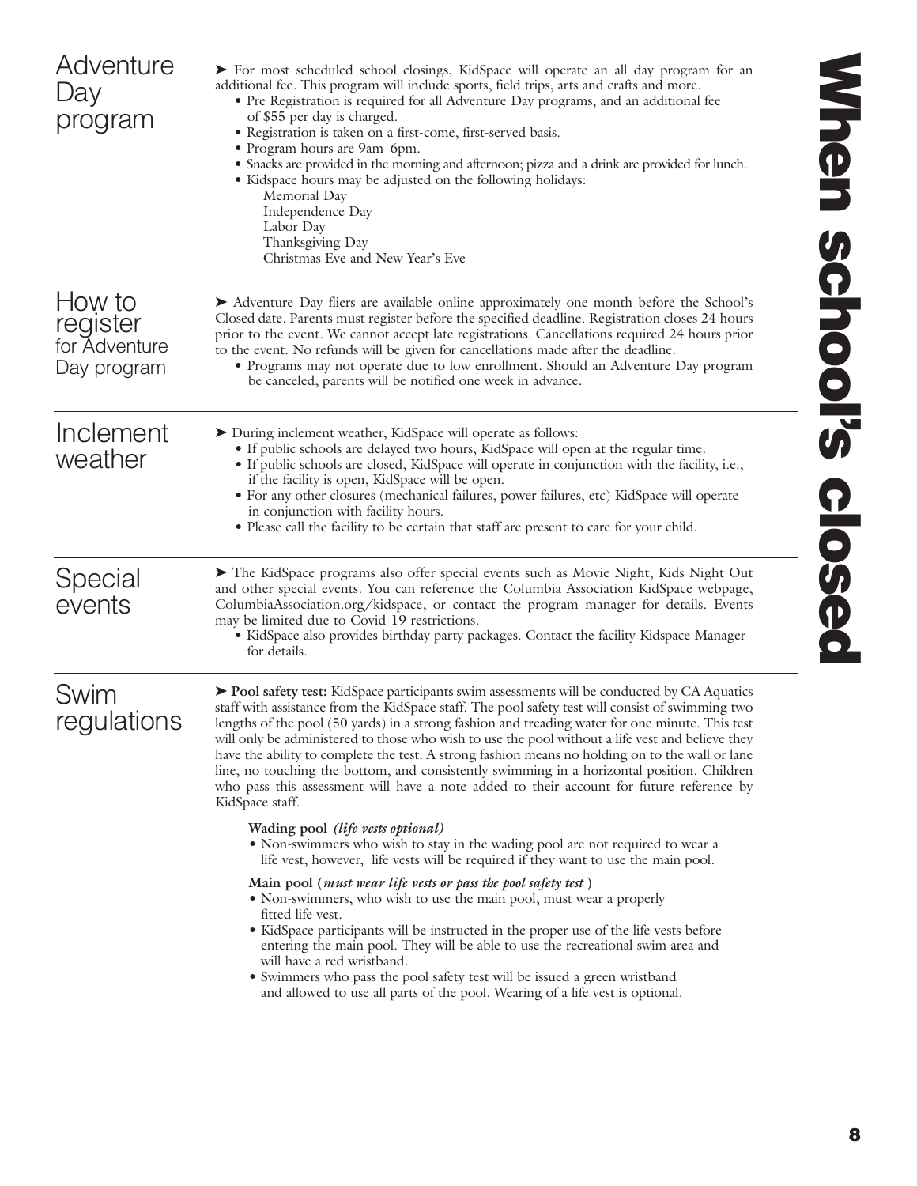# When school's closed

## Adventure Day program

➤ For most scheduled school closings, KidSpace will operate an all day program for an additional fee. This program will include sports, field trips, arts and crafts and more.

- Pre Registration is required for all Adventure Day programs, and an additional fee of $55 per day is charged.
- Registration is taken on a first-come, first-served basis.
- Program hours are 9am–6pm.
- Snacks are provided in the morning and afternoon; pizza and a drink are provided for lunch.
- Kidspace hours may be adjusted on the following holidays:
  - Memorial Day
  - Independence Day
  - Labor Day
  - Thanksgiving Day
  - Christmas Eve and New Year's Eve

## How to register for Adventure Day program

➤ Adventure Day fliers are available online approximately one month before the School's Closed date. Parents must register before the specified deadline. Registration closes 24 hours prior to the event. We cannot accept late registrations. Cancellations required 24 hours prior to the event. No refunds will be given for cancellations made after the deadline.

- Programs may not operate due to low enrollment. Should an Adventure Day program be canceled, parents will be notified one week in advance.

## Inclement weather

➤ During inclement weather, KidSpace will operate as follows:

- If public schools are delayed two hours, KidSpace will open at the regular time.
- If public schools are closed, KidSpace will operate in conjunction with the facility, i.e., if the facility is open, KidSpace will be open.
- For any other closures (mechanical failures, power failures, etc) KidSpace will operate in conjunction with facility hours.
- Please call the facility to be certain that staff are present to care for your child.

## Special events

➤ The KidSpace programs also offer special events such as Movie Night, Kids Night Out and other special events. You can reference the Columbia Association KidSpace webpage, ColumbiaAssociation.org/kidspace, or contact the program manager for details. Events may be limited due to Covid-19 restrictions.

- KidSpace also provides birthday party packages. Contact the facility Kidspace Manager for details.

## Swim regulations

➤ **Pool safety test:** KidSpace participants swim assessments will be conducted by CA Aquatics staff with assistance from the KidSpace staff. The pool safety test will consist of swimming two lengths of the pool (50 yards) in a strong fashion and treading water for one minute. This test will only be administered to those who wish to use the pool without a life vest and believe they have the ability to complete the test. A strong fashion means no holding on to the wall or lane line, no touching the bottom, and consistently swimming in a horizontal position. Children who pass this assessment will have a note added to their account for future reference by KidSpace staff.

**Wading pool** *(life vests optional)*

- Non-swimmers who wish to stay in the wading pool are not required to wear a life vest, however, life vests will be required if they want to use the main pool.

**Main pool (*must wear life vests or pass the pool safety test*)**

- Non-swimmers, who wish to use the main pool, must wear a properly fitted life vest.
- KidSpace participants will be instructed in the proper use of the life vests before entering the main pool. They will be able to use the recreational swim area and will have a red wristband.
- Swimmers who pass the pool safety test will be issued a green wristband and allowed to use all parts of the pool. Wearing of a life vest is optional.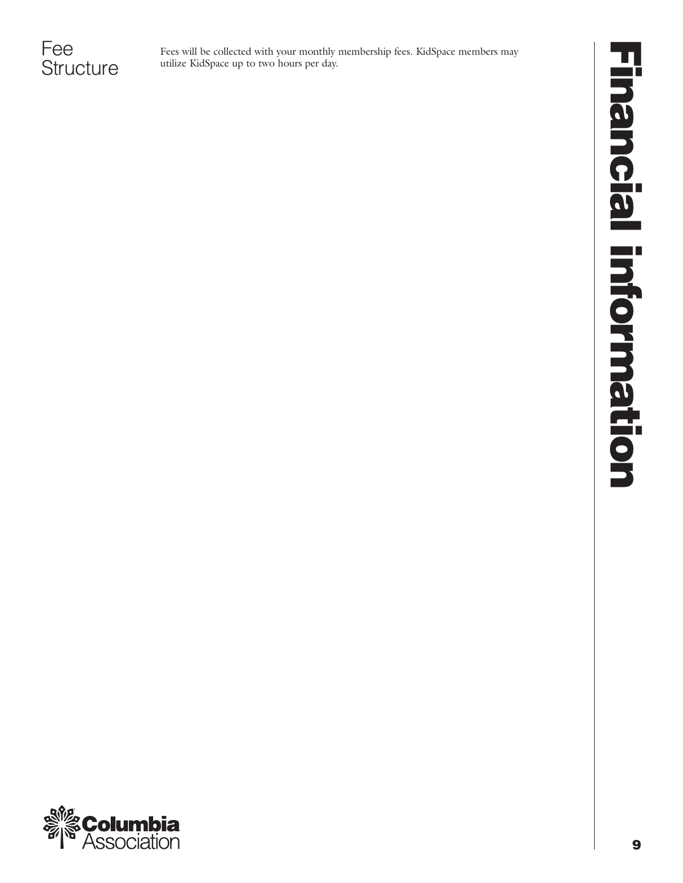## Fee Structure

Fees will be collected with your monthly membership fees. KidSpace members may utilize KidSpace up to two hours per day.